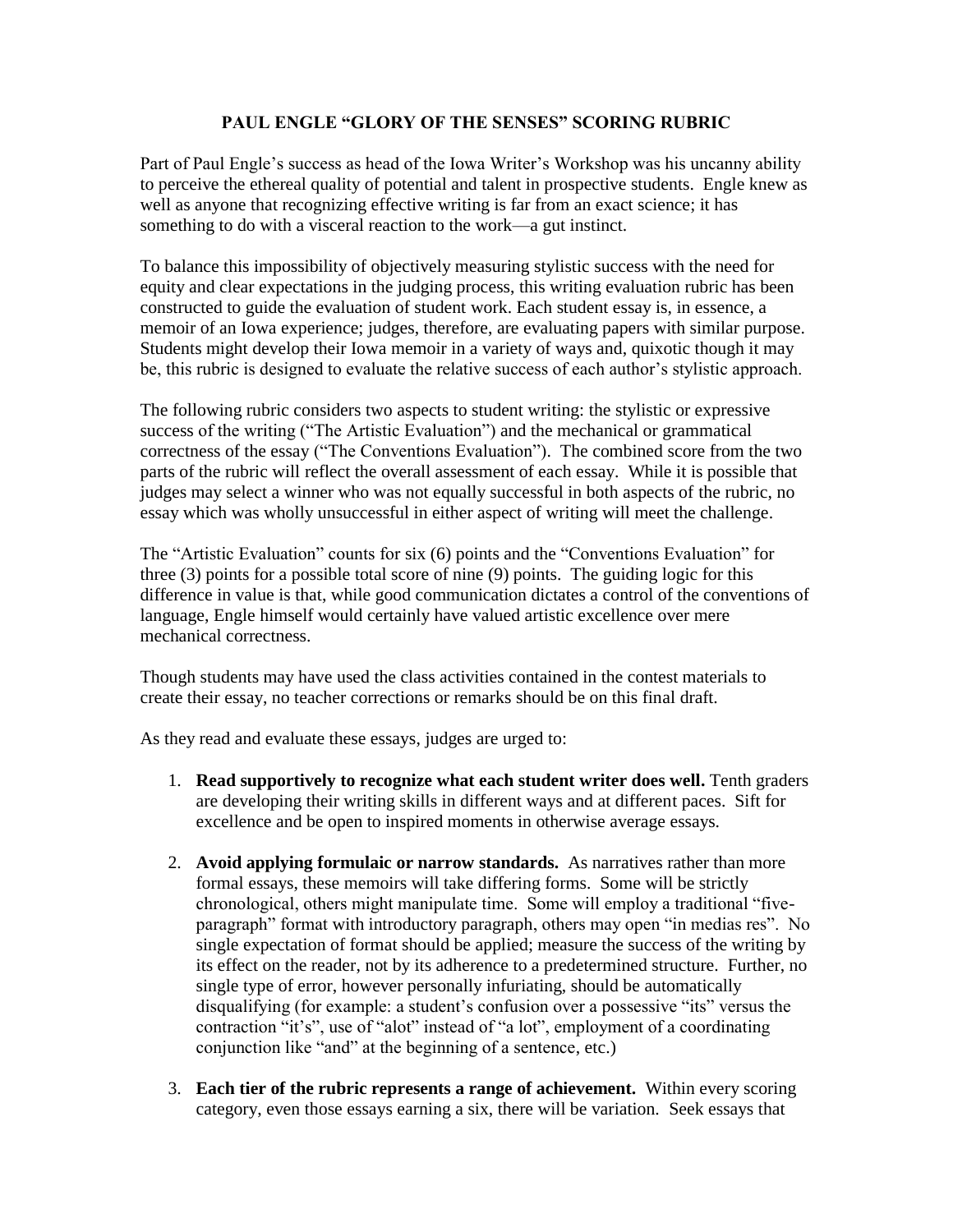# PAUL ENGLE "GLORY OF THE SENSES" SCORING RUBRIC

Part of Paul Engle's success as head of the Iowa Writer's Workshop was his uncanny ability to perceive the ethereal quality of potential and talent in prospective students. Engle knew as well as anyone that recognizing effective writing is far from an exact science; it has something to do with a visceral reaction to the work—a gut instinct.

To balance this impossibility of objectively measuring stylistic success with the need for equity and clear expectations in the judging process, this writing evaluation rubric has been constructed to guide the evaluation of student work. Each student essay is, in essence, a memoir of an Iowa experience; judges, therefore, are evaluating papers with similar purpose. Students might develop their Iowa memoir in a variety of ways and, quixotic though it may be, this rubric is designed to evaluate the relative success of each author's stylistic approach.

The following rubric considers two aspects to student writing: the stylistic or expressive success of the writing ("The Artistic Evaluation") and the mechanical or grammatical correctness of the essay ("The Conventions Evaluation"). The combined score from the two parts of the rubric will reflect the overall assessment of each essay. While it is possible that judges may select a winner who was not equally successful in both aspects of the rubric, no essay which was wholly unsuccessful in either aspect of writing will meet the challenge.

The "Artistic Evaluation" counts for six (6) points and the "Conventions Evaluation" for three (3) points for a possible total score of nine (9) points. The guiding logic for this difference in value is that, while good communication dictates a control of the conventions of language, Engle himself would certainly have valued artistic excellence over mere mechanical correctness.

Though students may have used the class activities contained in the contest materials to create their essay, no teacher corrections or remarks should be on this final draft.

As they read and evaluate these essays, judges are urged to:

1. **Read supportively to recognize what each student writer does well.** Tenth graders are developing their writing skills in different ways and at different paces. Sift for excellence and be open to inspired moments in otherwise average essays.

2. **Avoid applying formulaic or narrow standards.** As narratives rather than more formal essays, these memoirs will take differing forms. Some will be strictly chronological, others might manipulate time. Some will employ a traditional "five-paragraph" format with introductory paragraph, others may open "in medias res". No single expectation of format should be applied; measure the success of the writing by its effect on the reader, not by its adherence to a predetermined structure. Further, no single type of error, however personally infuriating, should be automatically disqualifying (for example: a student's confusion over a possessive "its" versus the contraction "it's", use of "alot" instead of "a lot", employment of a coordinating conjunction like "and" at the beginning of a sentence, etc.)

3. **Each tier of the rubric represents a range of achievement.** Within every scoring category, even those essays earning a six, there will be variation. Seek essays that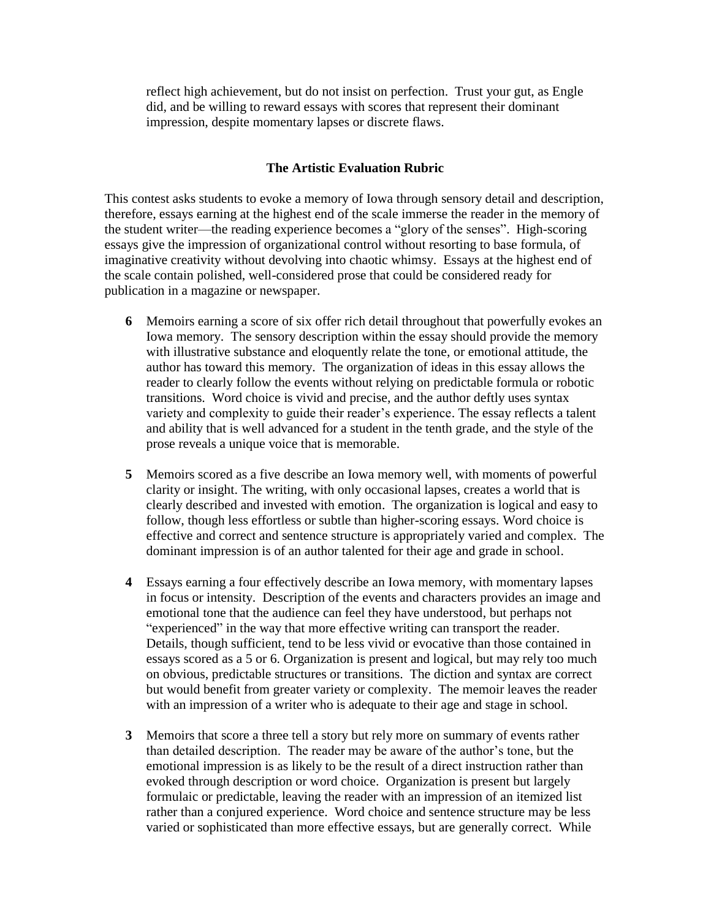reflect high achievement, but do not insist on perfection. Trust your gut, as Engle did, and be willing to reward essays with scores that represent their dominant impression, despite momentary lapses or discrete flaws.

## The Artistic Evaluation Rubric

This contest asks students to evoke a memory of Iowa through sensory detail and description, therefore, essays earning at the highest end of the scale immerse the reader in the memory of the student writer—the reading experience becomes a "glory of the senses". High-scoring essays give the impression of organizational control without resorting to base formula, of imaginative creativity without devolving into chaotic whimsy. Essays at the highest end of the scale contain polished, well-considered prose that could be considered ready for publication in a magazine or newspaper.

**6** Memoirs earning a score of six offer rich detail throughout that powerfully evokes an Iowa memory. The sensory description within the essay should provide the memory with illustrative substance and eloquently relate the tone, or emotional attitude, the author has toward this memory. The organization of ideas in this essay allows the reader to clearly follow the events without relying on predictable formula or robotic transitions. Word choice is vivid and precise, and the author deftly uses syntax variety and complexity to guide their reader's experience. The essay reflects a talent and ability that is well advanced for a student in the tenth grade, and the style of the prose reveals a unique voice that is memorable.

**5** Memoirs scored as a five describe an Iowa memory well, with moments of powerful clarity or insight. The writing, with only occasional lapses, creates a world that is clearly described and invested with emotion. The organization is logical and easy to follow, though less effortless or subtle than higher-scoring essays. Word choice is effective and correct and sentence structure is appropriately varied and complex. The dominant impression is of an author talented for their age and grade in school.

**4** Essays earning a four effectively describe an Iowa memory, with momentary lapses in focus or intensity. Description of the events and characters provides an image and emotional tone that the audience can feel they have understood, but perhaps not "experienced" in the way that more effective writing can transport the reader. Details, though sufficient, tend to be less vivid or evocative than those contained in essays scored as a 5 or 6. Organization is present and logical, but may rely too much on obvious, predictable structures or transitions. The diction and syntax are correct but would benefit from greater variety or complexity. The memoir leaves the reader with an impression of a writer who is adequate to their age and stage in school.

**3** Memoirs that score a three tell a story but rely more on summary of events rather than detailed description. The reader may be aware of the author's tone, but the emotional impression is as likely to be the result of a direct instruction rather than evoked through description or word choice. Organization is present but largely formulaic or predictable, leaving the reader with an impression of an itemized list rather than a conjured experience. Word choice and sentence structure may be less varied or sophisticated than more effective essays, but are generally correct. While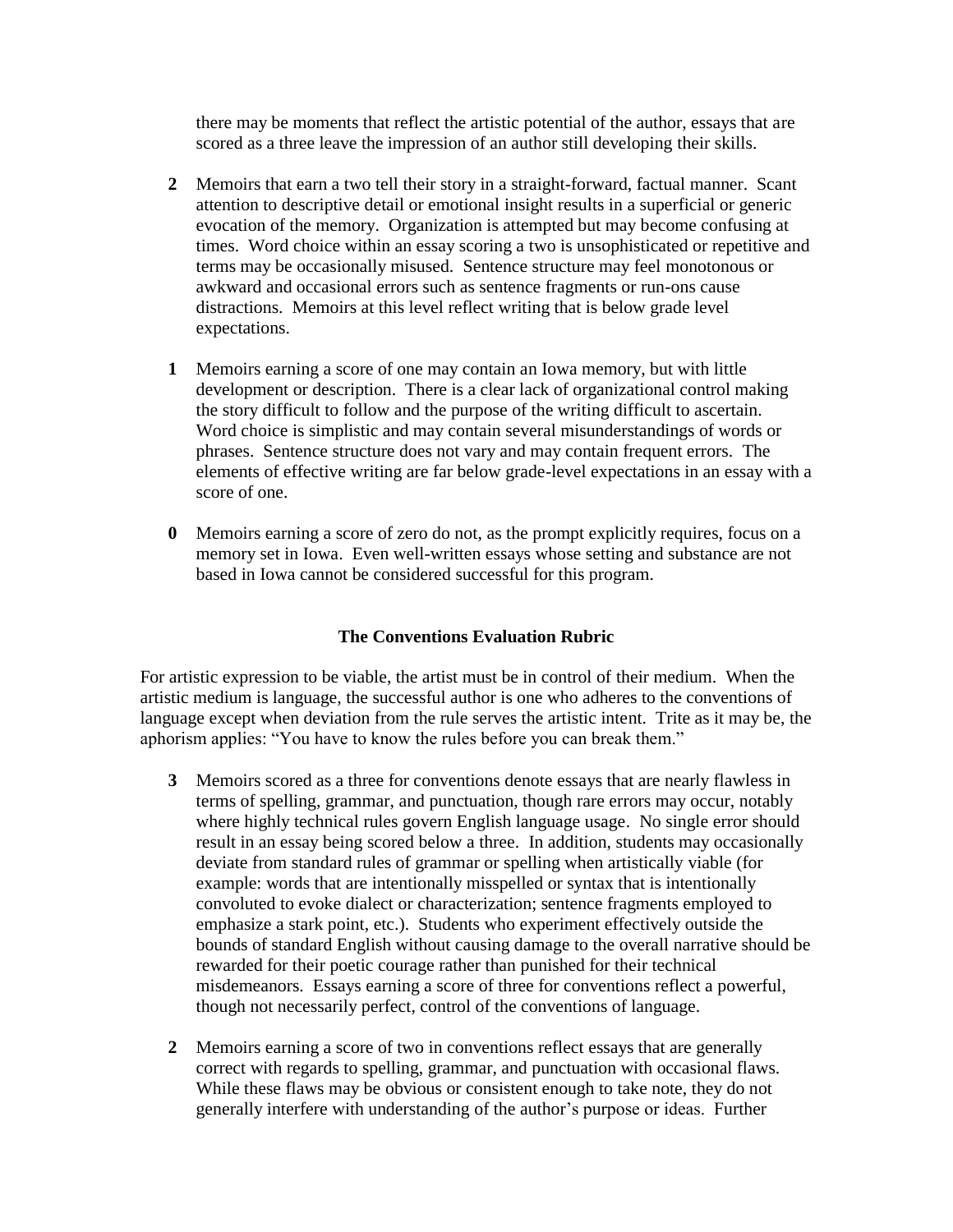there may be moments that reflect the artistic potential of the author, essays that are scored as a three leave the impression of an author still developing their skills.

**2** Memoirs that earn a two tell their story in a straight-forward, factual manner. Scant attention to descriptive detail or emotional insight results in a superficial or generic evocation of the memory. Organization is attempted but may become confusing at times. Word choice within an essay scoring a two is unsophisticated or repetitive and terms may be occasionally misused. Sentence structure may feel monotonous or awkward and occasional errors such as sentence fragments or run-ons cause distractions. Memoirs at this level reflect writing that is below grade level expectations.

**1** Memoirs earning a score of one may contain an Iowa memory, but with little development or description. There is a clear lack of organizational control making the story difficult to follow and the purpose of the writing difficult to ascertain. Word choice is simplistic and may contain several misunderstandings of words or phrases. Sentence structure does not vary and may contain frequent errors. The elements of effective writing are far below grade-level expectations in an essay with a score of one.

**0** Memoirs earning a score of zero do not, as the prompt explicitly requires, focus on a memory set in Iowa. Even well-written essays whose setting and substance are not based in Iowa cannot be considered successful for this program.

## The Conventions Evaluation Rubric

For artistic expression to be viable, the artist must be in control of their medium. When the artistic medium is language, the successful author is one who adheres to the conventions of language except when deviation from the rule serves the artistic intent. Trite as it may be, the aphorism applies: "You have to know the rules before you can break them."

**3** Memoirs scored as a three for conventions denote essays that are nearly flawless in terms of spelling, grammar, and punctuation, though rare errors may occur, notably where highly technical rules govern English language usage. No single error should result in an essay being scored below a three. In addition, students may occasionally deviate from standard rules of grammar or spelling when artistically viable (for example: words that are intentionally misspelled or syntax that is intentionally convoluted to evoke dialect or characterization; sentence fragments employed to emphasize a stark point, etc.). Students who experiment effectively outside the bounds of standard English without causing damage to the overall narrative should be rewarded for their poetic courage rather than punished for their technical misdemeanors. Essays earning a score of three for conventions reflect a powerful, though not necessarily perfect, control of the conventions of language.

**2** Memoirs earning a score of two in conventions reflect essays that are generally correct with regards to spelling, grammar, and punctuation with occasional flaws. While these flaws may be obvious or consistent enough to take note, they do not generally interfere with understanding of the author's purpose or ideas. Further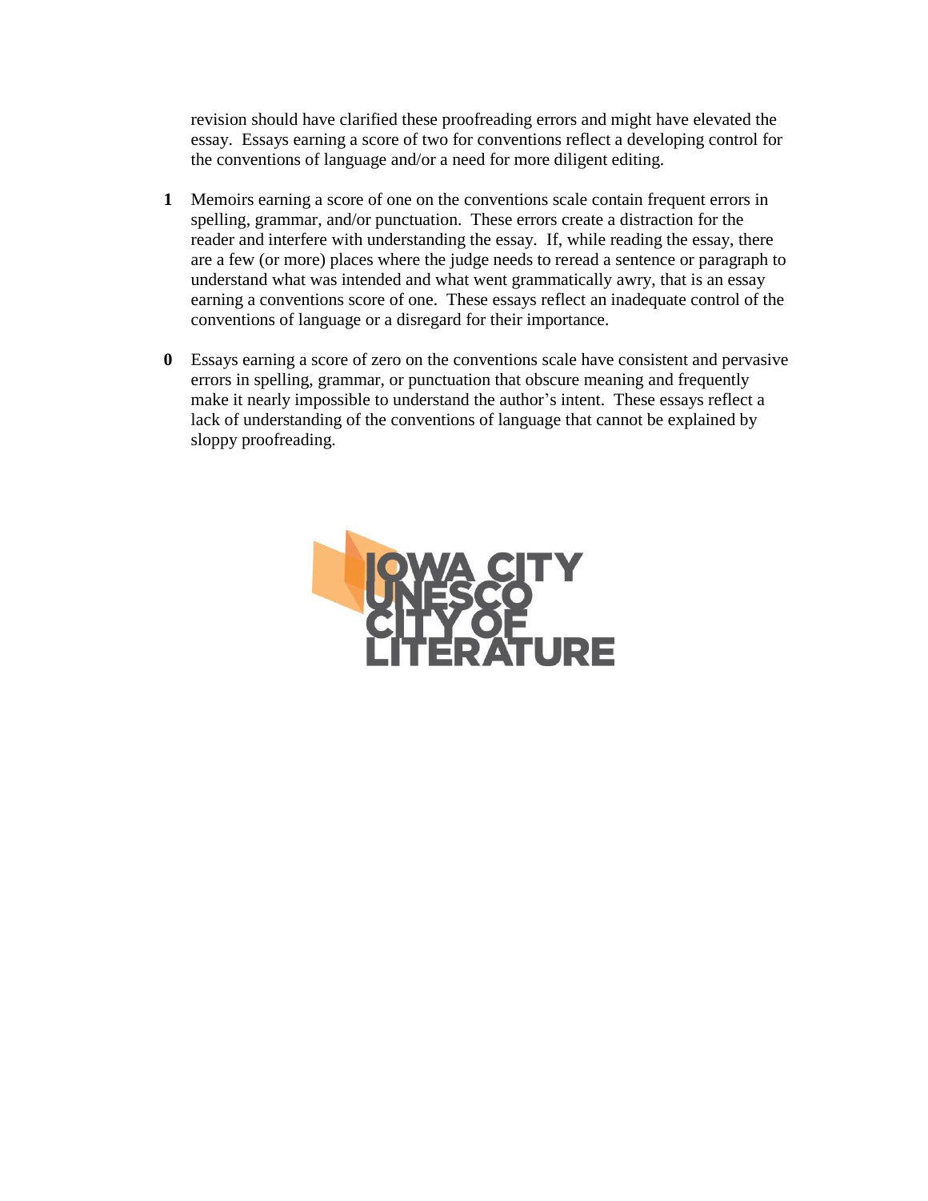revision should have clarified these proofreading errors and might have elevated the essay. Essays earning a score of two for conventions reflect a developing control for the conventions of language and/or a need for more diligent editing.

**1** Memoirs earning a score of one on the conventions scale contain frequent errors in spelling, grammar, and/or punctuation. These errors create a distraction for the reader and interfere with understanding the essay. If, while reading the essay, there are a few (or more) places where the judge needs to reread a sentence or paragraph to understand what was intended and what went grammatically awry, that is an essay earning a conventions score of one. These essays reflect an inadequate control of the conventions of language or a disregard for their importance.

**0** Essays earning a score of zero on the conventions scale have consistent and pervasive errors in spelling, grammar, or punctuation that obscure meaning and frequently make it nearly impossible to understand the author's intent. These essays reflect a lack of understanding of the conventions of language that cannot be explained by sloppy proofreading.

IOWA CITY UNESCO CITY OF LITERATURE